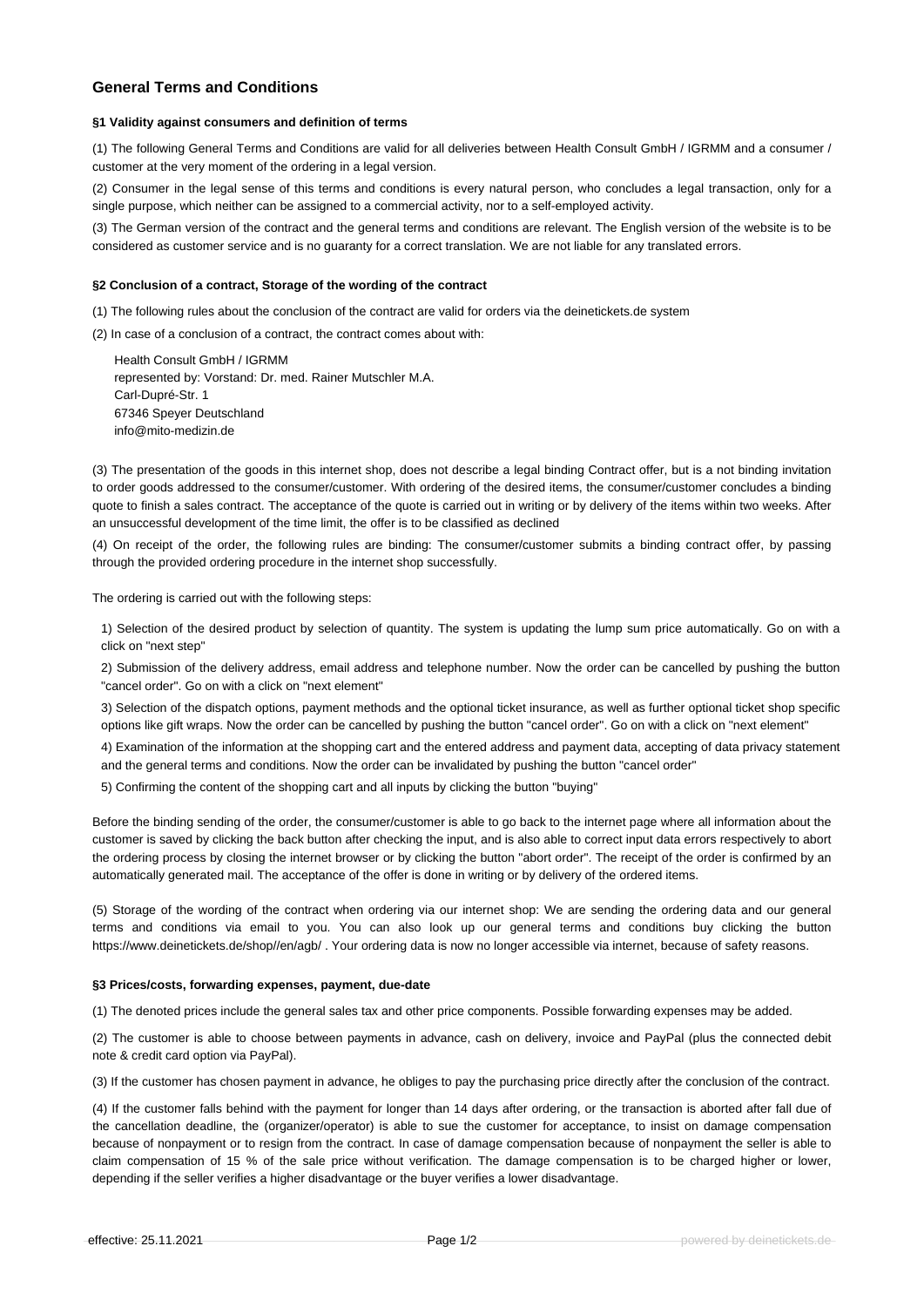# General Terms and Conditions

### §1 Validity against consumers and definition of terms

(1) The following General Terms and Conditions are valid for all deliveries between Health Consult GmbH / IGRMM and a consumer / customer at the very moment of the ordering in a legal version.

(2) Consumer in the legal sense of this terms and conditions is every natural person, who concludes a legal transaction, only for a single purpose, which neither can be assigned to a commercial activity, nor to a self-employed activity.

(3) The German version of the contract and the general terms and conditions are relevant. The English version of the website is to be considered as customer service and is no guaranty for a correct translation. We are not liable for any translated errors.

### §2 Conclusion of a contract, Storage of the wording of the contract

(1) The following rules about the conclusion of the contract are valid for orders via the deinetickets.de system

(2) In case of a conclusion of a contract, the contract comes about with:

Health Consult GmbH / IGRMM
represented by: Vorstand: Dr. med. Rainer Mutschler M.A.
Carl-Dupré-Str. 1
67346 Speyer Deutschland
info@mito-medizin.de

(3) The presentation of the goods in this internet shop, does not describe a legal binding Contract offer, but is a not binding invitation to order goods addressed to the consumer/customer. With ordering of the desired items, the consumer/customer concludes a binding quote to finish a sales contract. The acceptance of the quote is carried out in writing or by delivery of the items within two weeks. After an unsuccessful development of the time limit, the offer is to be classified as declined

(4) On receipt of the order, the following rules are binding: The consumer/customer submits a binding contract offer, by passing through the provided ordering procedure in the internet shop successfully.

The ordering is carried out with the following steps:

1) Selection of the desired product by selection of quantity. The system is updating the lump sum price automatically. Go on with a click on "next step"

2) Submission of the delivery address, email address and telephone number. Now the order can be cancelled by pushing the button "cancel order". Go on with a click on "next element"

3) Selection of the dispatch options, payment methods and the optional ticket insurance, as well as further optional ticket shop specific options like gift wraps. Now the order can be cancelled by pushing the button "cancel order". Go on with a click on "next element"

4) Examination of the information at the shopping cart and the entered address and payment data, accepting of data privacy statement and the general terms and conditions. Now the order can be invalidated by pushing the button "cancel order"

5) Confirming the content of the shopping cart and all inputs by clicking the button "buying"

Before the binding sending of the order, the consumer/customer is able to go back to the internet page where all information about the customer is saved by clicking the back button after checking the input, and is also able to correct input data errors respectively to abort the ordering process by closing the internet browser or by clicking the button "abort order". The receipt of the order is confirmed by an automatically generated mail. The acceptance of the offer is done in writing or by delivery of the ordered items.

(5) Storage of the wording of the contract when ordering via our internet shop: We are sending the ordering data and our general terms and conditions via email to you. You can also look up our general terms and conditions buy clicking the button https://www.deinetickets.de/shop//en/agb/ . Your ordering data is now no longer accessible via internet, because of safety reasons.

### §3 Prices/costs, forwarding expenses, payment, due-date

(1) The denoted prices include the general sales tax and other price components. Possible forwarding expenses may be added.

(2) The customer is able to choose between payments in advance, cash on delivery, invoice and PayPal (plus the connected debit note & credit card option via PayPal).

(3) If the customer has chosen payment in advance, he obliges to pay the purchasing price directly after the conclusion of the contract.

(4) If the customer falls behind with the payment for longer than 14 days after ordering, or the transaction is aborted after fall due of the cancellation deadline, the (organizer/operator) is able to sue the customer for acceptance, to insist on damage compensation because of nonpayment or to resign from the contract. In case of damage compensation because of nonpayment the seller is able to claim compensation of 15 % of the sale price without verification. The damage compensation is to be charged higher or lower, depending if the seller verifies a higher disadvantage or the buyer verifies a lower disadvantage.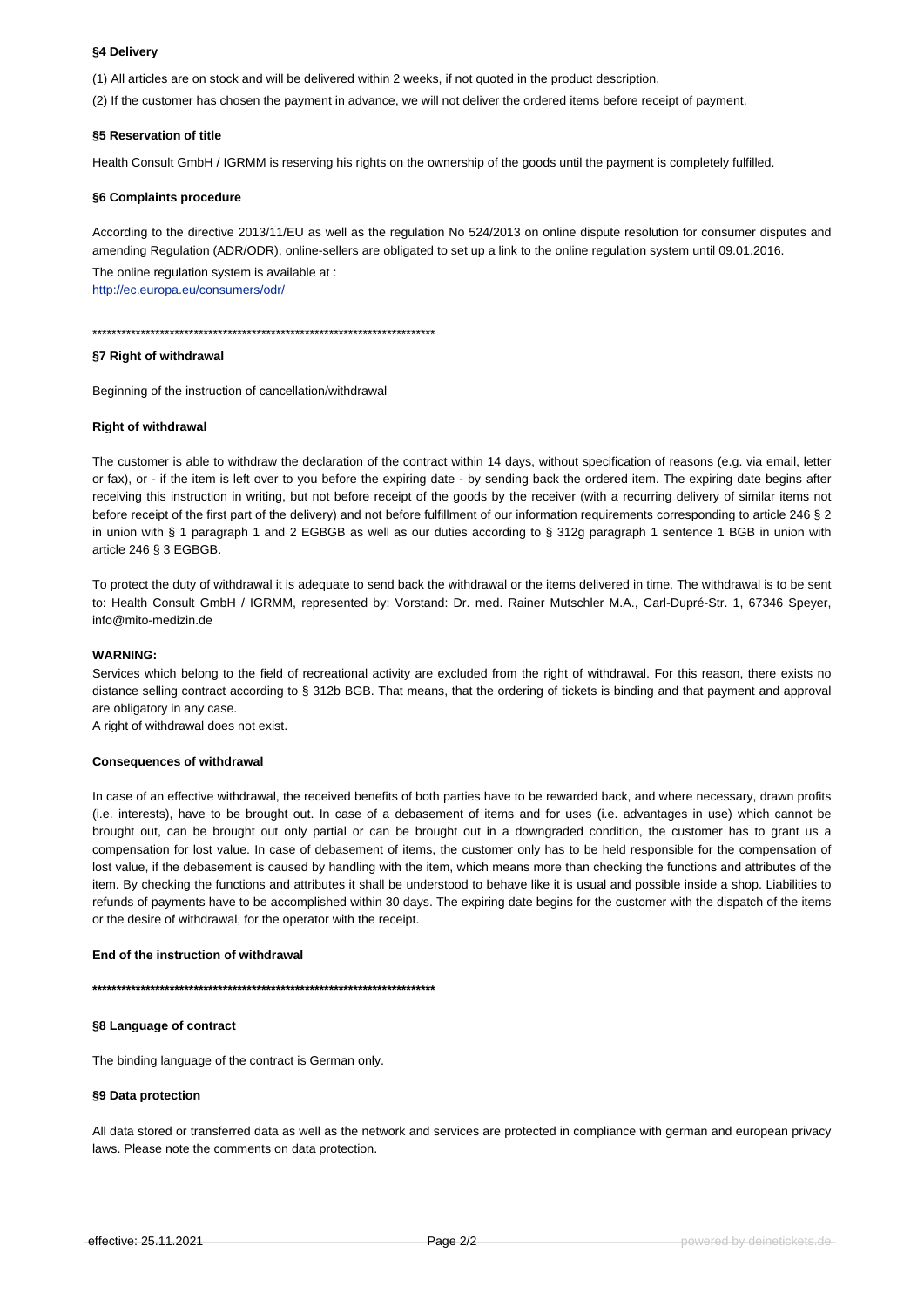**§4 Delivery**

(1) All articles are on stock and will be delivered within 2 weeks, if not quoted in the product description.

(2) If the customer has chosen the payment in advance, we will not deliver the ordered items before receipt of payment.

**§5 Reservation of title**

Health Consult GmbH / IGRMM is reserving his rights on the ownership of the goods until the payment is completely fulfilled.

**§6 Complaints procedure**

According to the directive 2013/11/EU as well as the regulation No 524/2013 on online dispute resolution for consumer disputes and amending Regulation (ADR/ODR), online-sellers are obligated to set up a link to the online regulation system until 09.01.2016.

The online regulation system is available at :
http://ec.europa.eu/consumers/odr/

*********************************************************************

**§7 Right of withdrawal**

Beginning of the instruction of cancellation/withdrawal

**Right of withdrawal**

The customer is able to withdraw the declaration of the contract within 14 days, without specification of reasons (e.g. via email, letter or fax), or - if the item is left over to you before the expiring date - by sending back the ordered item. The expiring date begins after receiving this instruction in writing, but not before receipt of the goods by the receiver (with a recurring delivery of similar items not before receipt of the first part of the delivery) and not before fulfillment of our information requirements corresponding to article 246 § 2 in union with § 1 paragraph 1 and 2 EGBGB as well as our duties according to § 312g paragraph 1 sentence 1 BGB in union with article 246 § 3 EGBGB.

To protect the duty of withdrawal it is adequate to send back the withdrawal or the items delivered in time. The withdrawal is to be sent to: Health Consult GmbH / IGRMM, represented by: Vorstand: Dr. med. Rainer Mutschler M.A., Carl-Dupré-Str. 1, 67346 Speyer, info@mito-medizin.de

**WARNING:**
Services which belong to the field of recreational activity are excluded from the right of withdrawal. For this reason, there exists no distance selling contract according to § 312b BGB. That means, that the ordering of tickets is binding and that payment and approval are obligatory in any case.
A right of withdrawal does not exist.

**Consequences of withdrawal**

In case of an effective withdrawal, the received benefits of both parties have to be rewarded back, and where necessary, drawn profits (i.e. interests), have to be brought out. In case of a debasement of items and for uses (i.e. advantages in use) which cannot be brought out, can be brought out only partial or can be brought out in a downgraded condition, the customer has to grant us a compensation for lost value. In case of debasement of items, the customer only has to be held responsible for the compensation of lost value, if the debasement is caused by handling with the item, which means more than checking the functions and attributes of the item. By checking the functions and attributes it shall be understood to behave like it is usual and possible inside a shop. Liabilities to refunds of payments have to be accomplished within 30 days. The expiring date begins for the customer with the dispatch of the items or the desire of withdrawal, for the operator with the receipt.

**End of the instruction of withdrawal**

*********************************************************************

**§8 Language of contract**

The binding language of the contract is German only.

**§9 Data protection**

All data stored or transferred data as well as the network and services are protected in compliance with german and european privacy laws. Please note the comments on data protection.